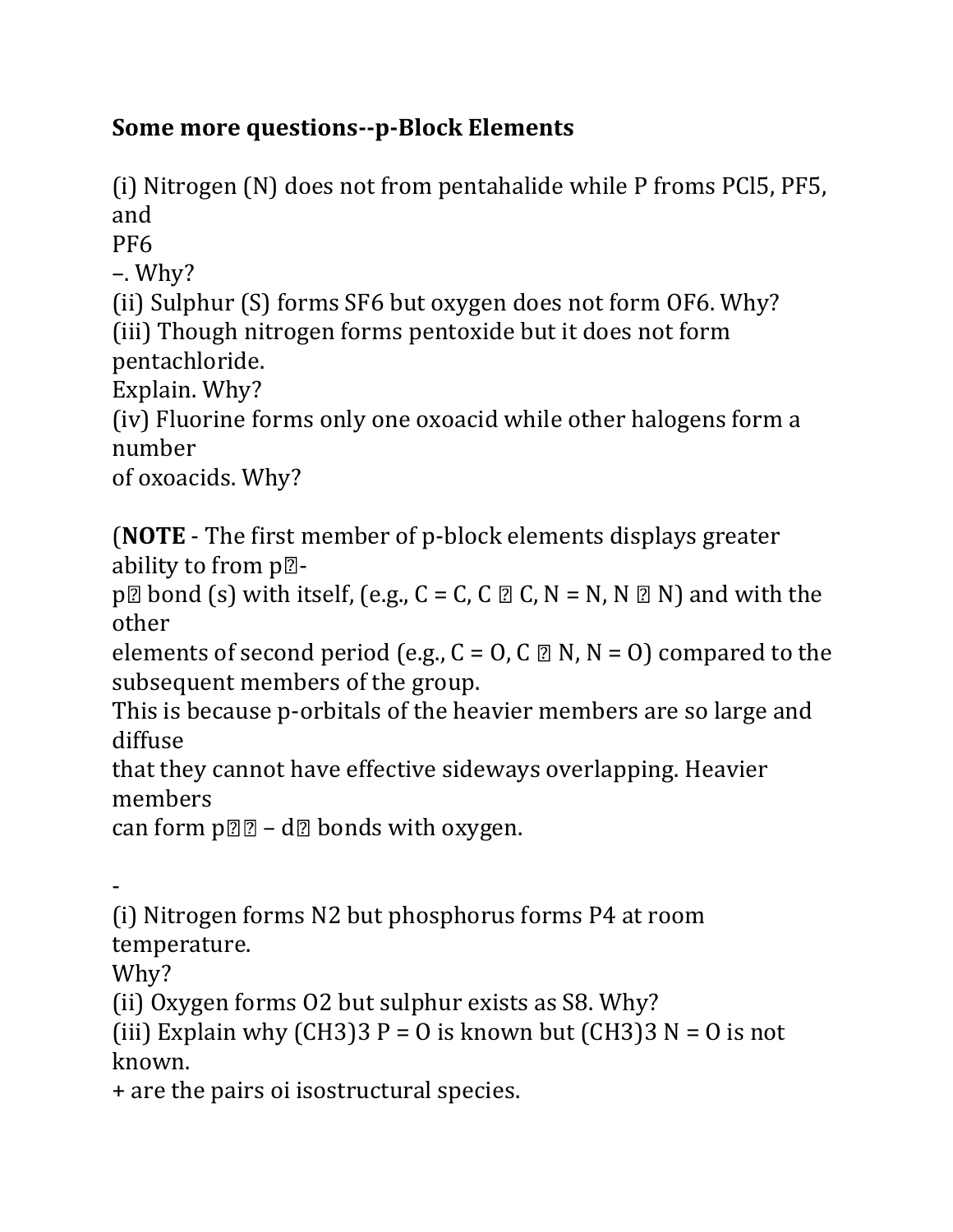**Some more questions--p-Block Elements**

(i) Nitrogen (N) does not from pentahalide while P froms $PCl_5$, $PF_5$, and $PF_6^-$. Why?

(ii) Sulphur (S) forms $SF_6$ but oxygen does not form $OF_6$. Why?

(iii) Though nitrogen forms pentoxide but it does not form pentachloride. Explain. Why?

(iv) Fluorine forms only one oxoacid while other halogens form a number of oxoacids. Why?

(**NOTE** - The first member of p-block elements displays greater ability to from p�-p� bond (s) with itself, (e.g., C = C, C � C, N = N, N � N) and with the other elements of second period (e.g., C = O, C � N, N = O) compared to the subsequent members of the group. This is because p-orbitals of the heavier members are so large and diffuse that they cannot have effective sideways overlapping. Heavier members can form p�� – d� bonds with oxygen.

-

(i) Nitrogen forms $N_2$ but phosphorus forms $P_4$ at room temperature. Why?

(ii) Oxygen forms $O_2$ but sulphur exists as $S_8$. Why?

(iii) Explain why $(CH_3)_3 P = O$ is known but $(CH_3)_3 N = O$ is not known.

+ are the pairs oi isostructural species.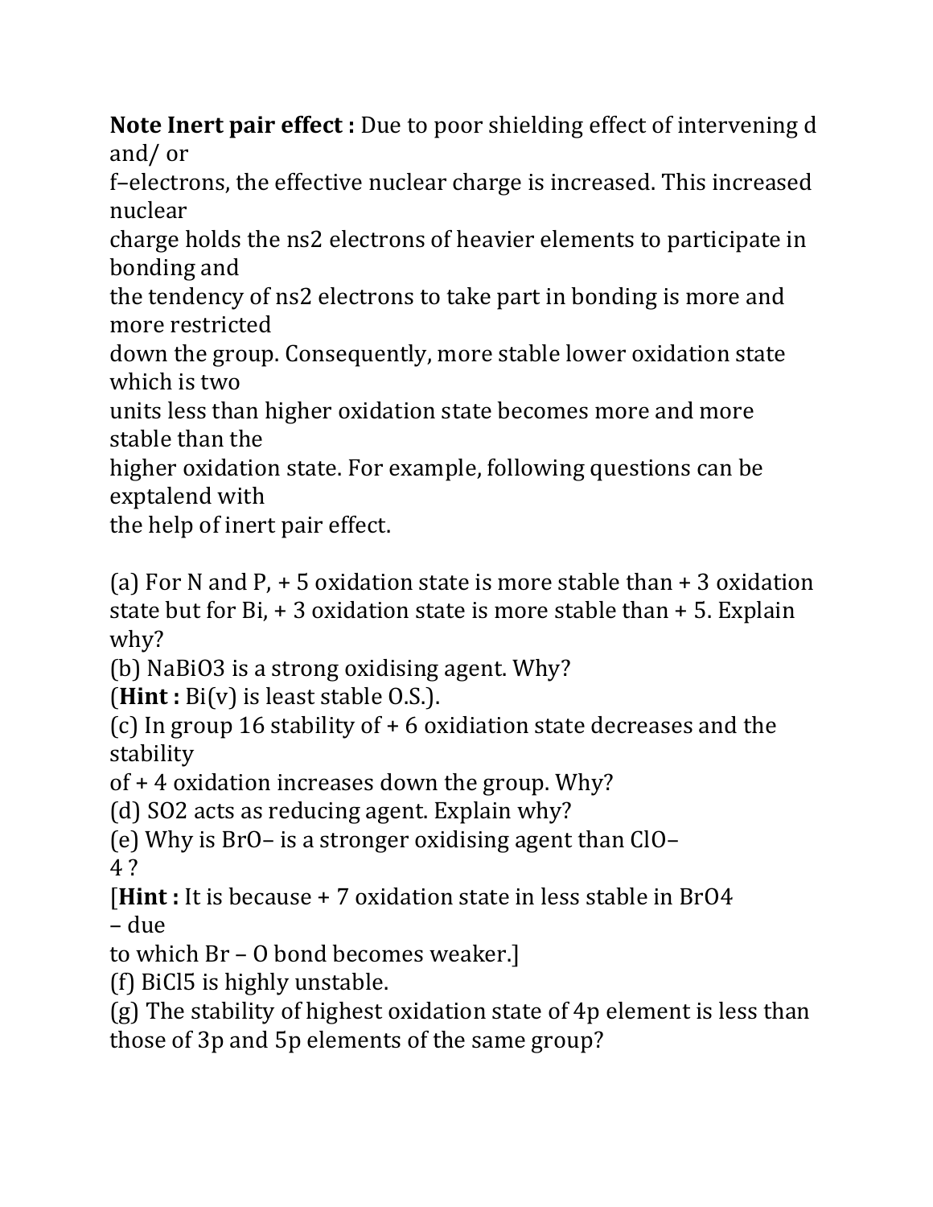**Note Inert pair effect :** Due to poor shielding effect of intervening d and/ or f–electrons, the effective nuclear charge is increased. This increased nuclear charge holds the $ns^2$ electrons of heavier elements to participate in bonding and the tendency of $ns^2$ electrons to take part in bonding is more and more restricted down the group. Consequently, more stable lower oxidation state which is two units less than higher oxidation state becomes more and more stable than the higher oxidation state. For example, following questions can be exptalend with the help of inert pair effect.

(a) For N and P, + 5 oxidation state is more stable than + 3 oxidation state but for Bi, + 3 oxidation state is more stable than + 5. Explain why?

(b) $NaBiO_3$ is a strong oxidising agent. Why?

(**Hint :** Bi(v) is least stable O.S.).

(c) In group 16 stability of + 6 oxidiation state decreases and the stability of + 4 oxidation increases down the group. Why?

(d) $SO_2$ acts as reducing agent. Explain why?

(e) Why is $BrO^-$ is a stronger oxidising agent than $ClO_4^-$ ?

[**Hint :** It is because + 7 oxidation state in less stable in $BrO_4^-$ due to which Br – O bond becomes weaker.]

(f) $BiCl_5$ is highly unstable.

(g) The stability of highest oxidation state of 4p element is less than those of 3p and 5p elements of the same group?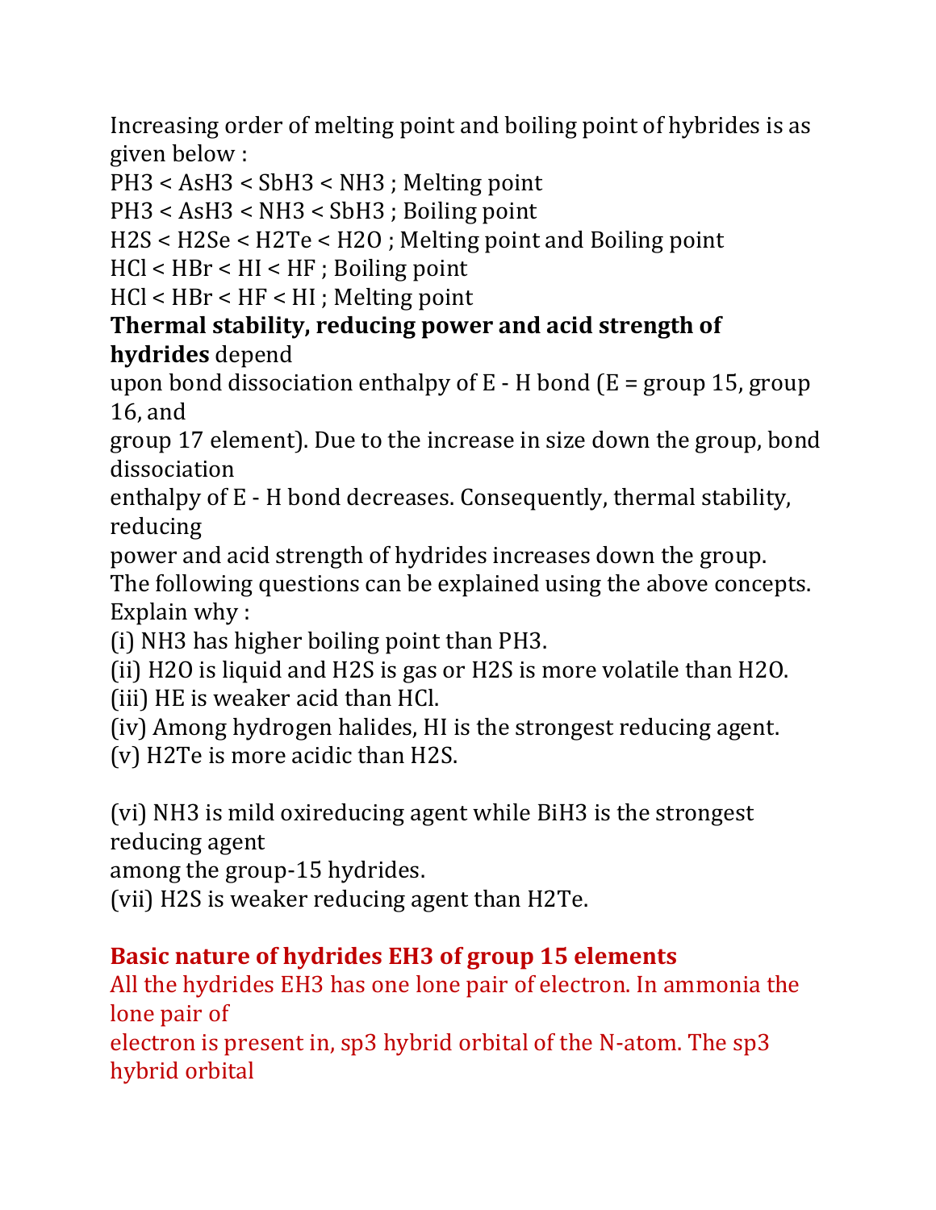Increasing order of melting point and boiling point of hybrides is as given below :

$PH_3 < AsH_3 < SbH_3 < NH_3$ ; Melting point

$PH_3 < AsH_3 < NH_3 < SbH_3$ ; Boiling point

$H_2S < H_2Se < H_2Te < H_2O$ ; Melting point and Boiling point

$HCl < HBr < HI < HF$ ; Boiling point

$HCl < HBr < HF < HI$ ; Melting point

**Thermal stability, reducing power and acid strength of hydrides** depend upon bond dissociation enthalpy of E - H bond (E = group 15, group 16, and group 17 element). Due to the increase in size down the group, bond dissociation enthalpy of E - H bond decreases. Consequently, thermal stability, reducing power and acid strength of hydrides increases down the group.

The following questions can be explained using the above concepts.

Explain why :

(i) $NH_3$ has higher boiling point than $PH_3$.

(ii) $H_2O$ is liquid and $H_2S$ is gas or $H_2S$ is more volatile than $H_2O$.

(iii) HE is weaker acid than HCl.

(iv) Among hydrogen halides, HI is the strongest reducing agent.

(v) $H_2Te$ is more acidic than $H_2S$.

(vi) $NH_3$ is mild oxireducing agent while $BiH_3$ is the strongest reducing agent among the group-15 hydrides.

(vii) $H_2S$ is weaker reducing agent than $H_2Te$.

## Basic nature of hydrides $EH_3$ of group 15 elements

All the hydrides $EH_3$ has one lone pair of electron. In ammonia the lone pair of electron is present in, $sp^3$ hybrid orbital of the N-atom. The $sp^3$ hybrid orbital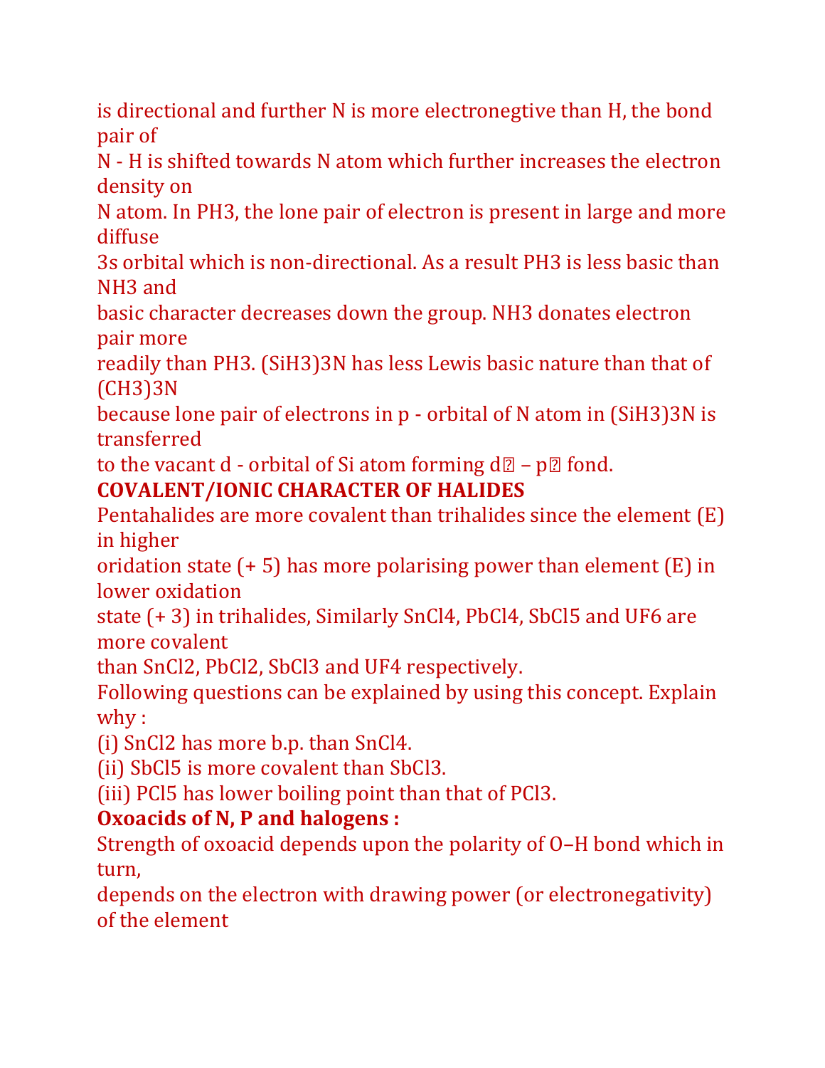is directional and further N is more electronegtive than H, the bond pair of N - H is shifted towards N atom which further increases the electron density on N atom. In $PH_3$, the lone pair of electron is present in large and more diffuse 3s orbital which is non-directional. As a result $PH_3$ is less basic than $NH_3$ and basic character decreases down the group. $NH_3$ donates electron pair more readily than $PH_3$. $(SiH_3)_3N$ has less Lewis basic nature than that of $(CH_3)_3N$ because lone pair of electrons in p - orbital of N atom in $(SiH_3)_3N$ is transferred to the vacant d - orbital of Si atom forming d� – p� fond.

**COVALENT/IONIC CHARACTER OF HALIDES**

Pentahalides are more covalent than trihalides since the element (E) in higher oridation state (+ 5) has more polarising power than element (E) in lower oxidation state (+ 3) in trihalides, Similarly $SnCl_4$, $PbCl_4$, $SbCl_5$ and $UF_6$ are more covalent than $SnCl_2$, $PbCl_2$, $SbCl_3$ and $UF_4$ respectively.

Following questions can be explained by using this concept. Explain why :

(i) $SnCl_2$ has more b.p. than $SnCl_4$.

(ii) $SbCl_5$ is more covalent than $SbCl_3$.

(iii) $PCl_5$ has lower boiling point than that of $PCl_3$.

**Oxoacids of N, P and halogens :**

Strength of oxoacid depends upon the polarity of O–H bond which in turn, depends on the electron with drawing power (or electronegativity) of the element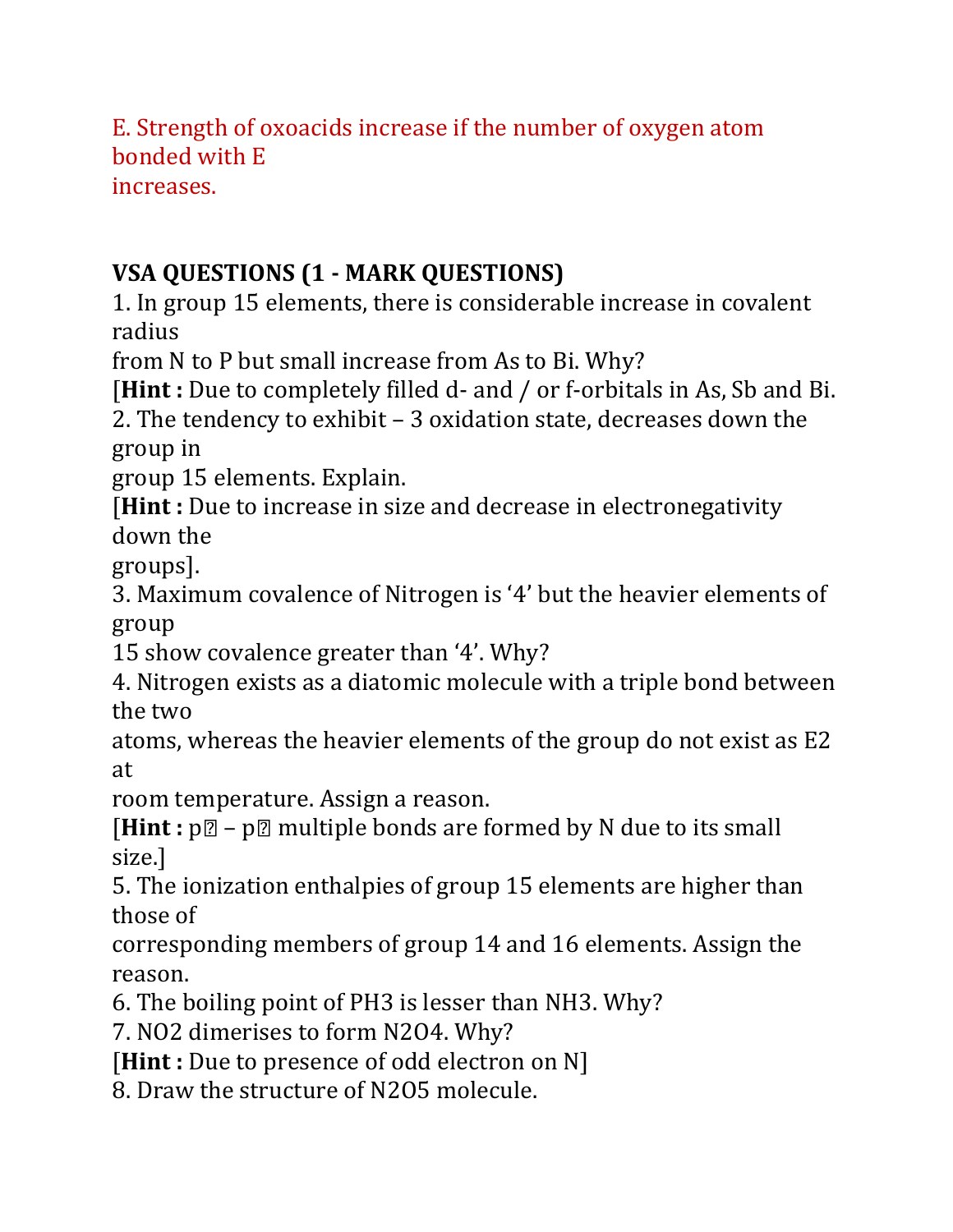E. Strength of oxoacids increase if the number of oxygen atom bonded with E increases.

**VSA QUESTIONS (1 - MARK QUESTIONS)**

1. In group 15 elements, there is considerable increase in covalent radius from N to P but small increase from As to Bi. Why?
[**Hint :** Due to completely filled d- and / or f-orbitals in As, Sb and Bi.
2. The tendency to exhibit – 3 oxidation state, decreases down the group in group 15 elements. Explain.
[**Hint :** Due to increase in size and decrease in electronegativity down the groups].
3. Maximum covalence of Nitrogen is '4' but the heavier elements of group 15 show covalence greater than '4'. Why?
4. Nitrogen exists as a diatomic molecule with a triple bond between the two atoms, whereas the heavier elements of the group do not exist as $E_2$ at room temperature. Assign a reason.
[**Hint :** p? – p? multiple bonds are formed by N due to its small size.]
5. The ionization enthalpies of group 15 elements are higher than those of corresponding members of group 14 and 16 elements. Assign the reason.
6. The boiling point of $PH_3$ is lesser than $NH_3$. Why?
7. $NO_2$ dimerises to form $N_2O_4$. Why?
[**Hint :** Due to presence of odd electron on N]
8. Draw the structure of $N_2O_5$ molecule.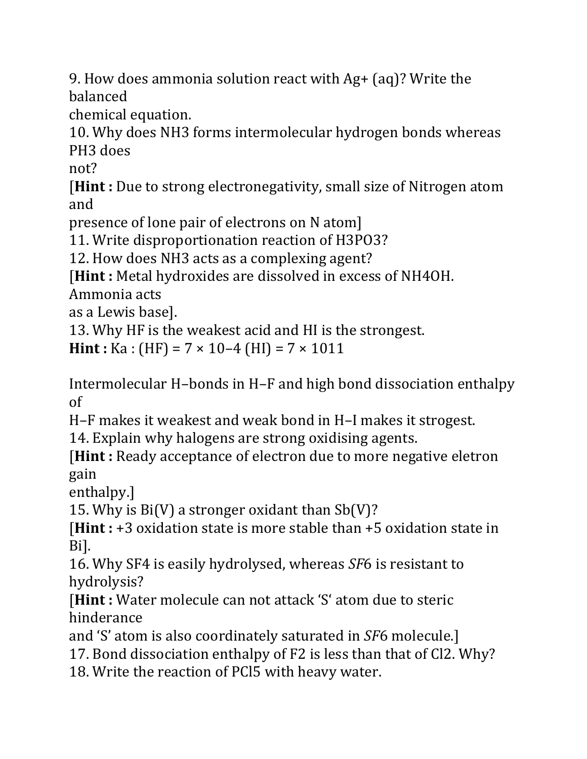9. How does ammonia solution react with $Ag^+$ (aq)? Write the balanced chemical equation.

10. Why does $NH_3$ forms intermolecular hydrogen bonds whereas $PH_3$ does not?

[**Hint :** Due to strong electronegativity, small size of Nitrogen atom and presence of lone pair of electrons on N atom]

11. Write disproportionation reaction of $H_3PO_3$?

12. How does $NH_3$ acts as a complexing agent?

[**Hint :** Metal hydroxides are dissolved in excess of $NH_4OH$. Ammonia acts as a Lewis base].

13. Why HF is the weakest acid and HI is the strongest.

**Hint :** Ka : (HF) = $7 \times 10^{-4}$ (HI) = $7 \times 10^{11}$

Intermolecular H–bonds in H–F and high bond dissociation enthalpy of H–F makes it weakest and weak bond in H–I makes it strogest.

14. Explain why halogens are strong oxidising agents.

[**Hint :** Ready acceptance of electron due to more negative eletron gain enthalpy.]

15. Why is Bi(V) a stronger oxidant than Sb(V)?

[**Hint :** +3 oxidation state is more stable than +5 oxidation state in Bi].

16. Why $SF_4$ is easily hydrolysed, whereas $SF_6$ is resistant to hydrolysis?

[**Hint :** Water molecule can not attack 'S' atom due to steric hinderance and 'S' atom is also coordinately saturated in $SF_6$ molecule.]

17. Bond dissociation enthalpy of $F_2$ is less than that of $Cl_2$. Why?

18. Write the reaction of $PCl_5$ with heavy water.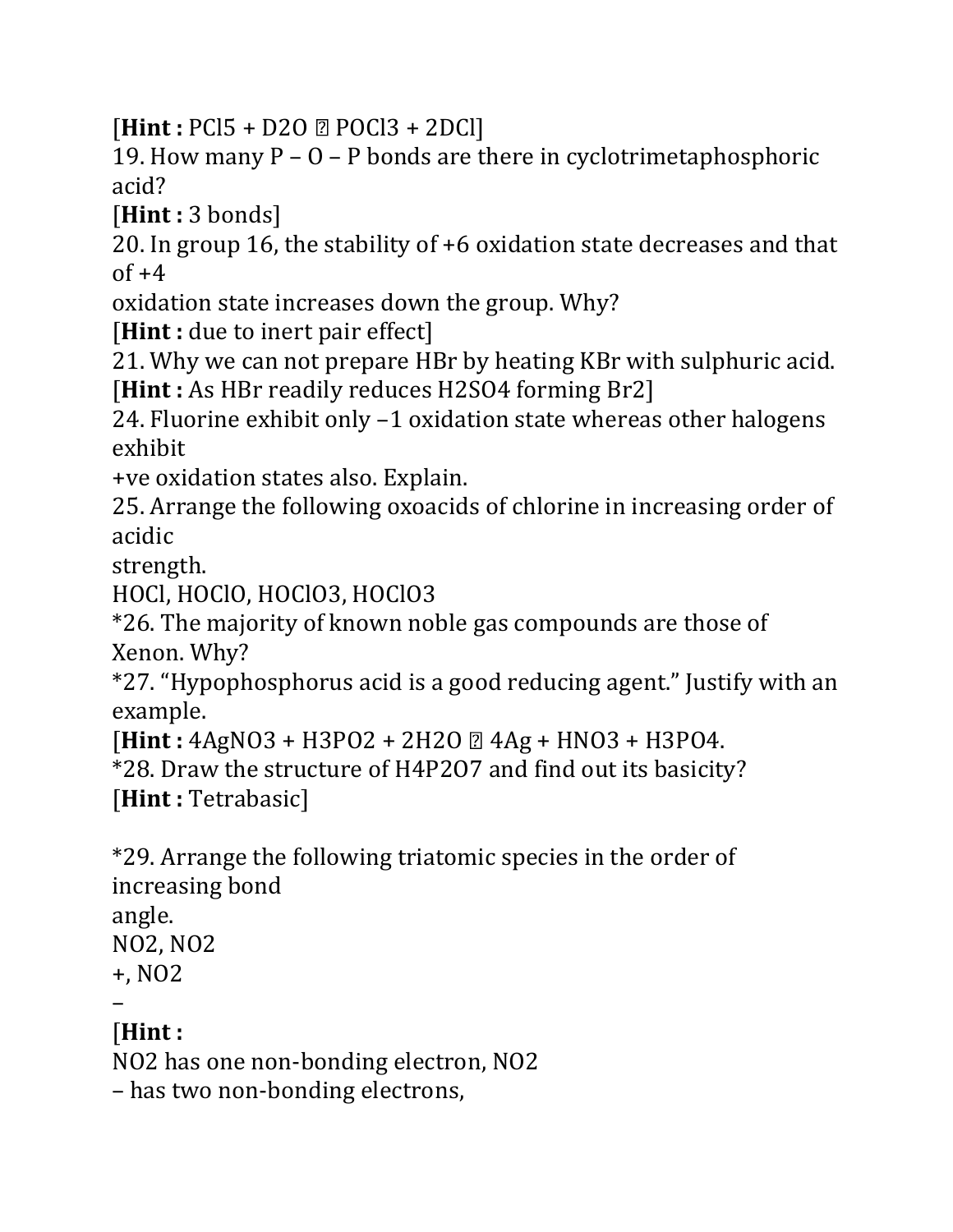[**Hint :** $PCl_5 + D_2O$ ⍰ $POCl_3 + 2DCl$]

19. How many P – O – P bonds are there in cyclotrimetaphosphoric acid?

[**Hint :** 3 bonds]

20. In group 16, the stability of +6 oxidation state decreases and that of +4 oxidation state increases down the group. Why?

[**Hint :** due to inert pair effect]

21. Why we can not prepare HBr by heating KBr with sulphuric acid.

[**Hint :** As HBr readily reduces $H_2SO_4$ forming $Br_2$]

24. Fluorine exhibit only –1 oxidation state whereas other halogens exhibit +ve oxidation states also. Explain.

25. Arrange the following oxoacids of chlorine in increasing order of acidic strength.

HOCl, HOClO, $HOClO_3$, $HOClO_3$

*26. The majority of known noble gas compounds are those of Xenon. Why?

*27. "Hypophosphorus acid is a good reducing agent." Justify with an example.

[**Hint :** $4AgNO_3 + H_3PO_2 + 2H_2O$ ⍰ $4Ag + HNO_3 + H_3PO_4$.

*28. Draw the structure of $H_4P_2O_7$ and find out its basicity?

[**Hint :** Tetrabasic]

*29. Arrange the following triatomic species in the order of increasing bond angle.

$NO_2$, $NO_2^+$, $NO_2^-$

[**Hint :**

$NO_2$ has one non-bonding electron, $NO_2^-$ has two non-bonding electrons,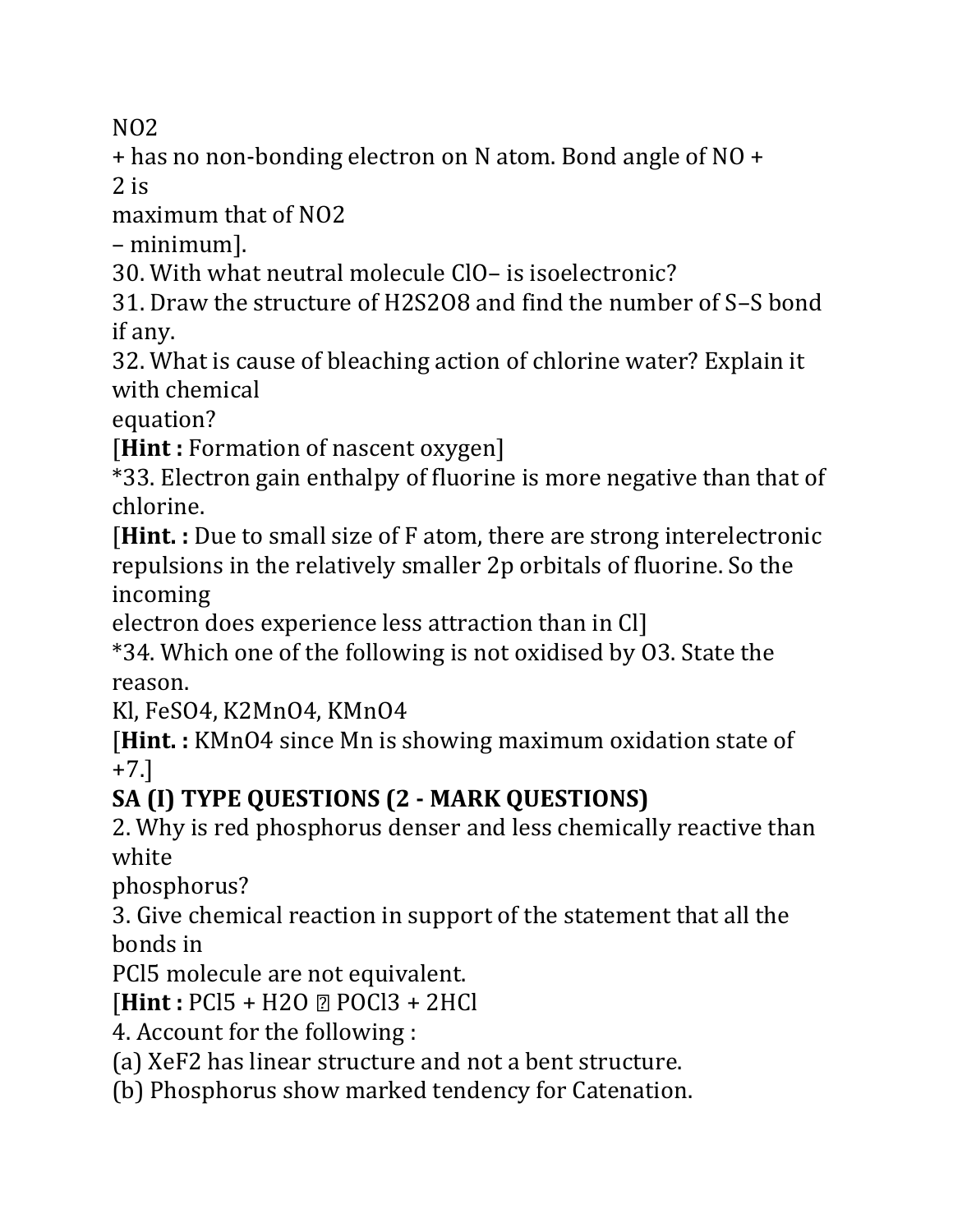$NO_2^+$ has no non-bonding electron on N atom. Bond angle of $NO_2^+$ is maximum that of $NO_2^-$ – minimum].

30. With what neutral molecule $ClO^-$ is isoelectronic?

31. Draw the structure of $H_2S_2O_8$ and find the number of S–S bond if any.

32. What is cause of bleaching action of chlorine water? Explain it with chemical equation?

[**Hint :** Formation of nascent oxygen]

*33. Electron gain enthalpy of fluorine is more negative than that of chlorine.

[**Hint. :** Due to small size of F atom, there are strong interelectronic repulsions in the relatively smaller 2p orbitals of fluorine. So the incoming electron does experience less attraction than in Cl]

*34. Which one of the following is not oxidised by $O_3$. State the reason.

Kl, $FeSO_4$, $K_2MnO_4$, $KMnO_4$

[**Hint. :** $KMnO_4$ since Mn is showing maximum oxidation state of +7.]

## SA (I) TYPE QUESTIONS (2 - MARK QUESTIONS)

2. Why is red phosphorus denser and less chemically reactive than white phosphorus?

3. Give chemical reaction in support of the statement that all the bonds in $PCl_5$ molecule are not equivalent.

[**Hint :** $PCl_5 + H_2O$ ? $POCl_3 + 2HCl$

4. Account for the following :

(a) $XeF_2$ has linear structure and not a bent structure.

(b) Phosphorus show marked tendency for Catenation.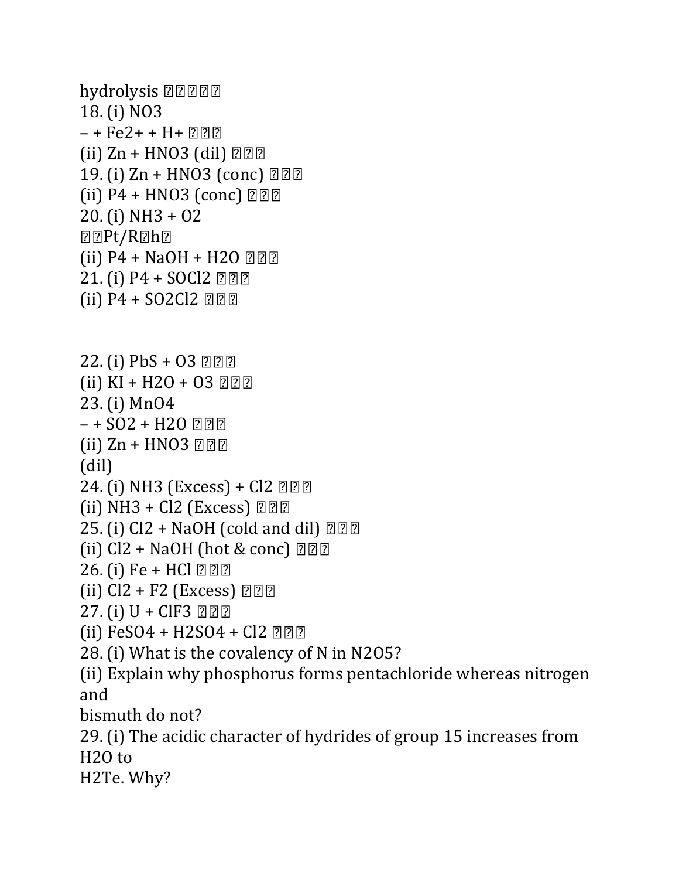hydrolysis ⟶

18. (i) $NO_3^- + Fe^{2+} + H^+ \longrightarrow$

(ii) $Zn + HNO_3$ (dil) $\longrightarrow$

19. (i) $Zn + HNO_3$ (conc) $\longrightarrow$

(ii) $P_4 + HNO_3$ (conc) $\longrightarrow$

20. (i) $NH_3 + O_2 \xrightarrow{Pt/Rh}$

(ii) $P_4 + NaOH + H_2O \longrightarrow$

21. (i) $P_4 + SOCl_2 \longrightarrow$

(ii) $P_4 + SO_2Cl_2 \longrightarrow$

22. (i) $PbS + O_3 \longrightarrow$

(ii) $KI + H_2O + O_3 \longrightarrow$

23. (i) $MnO_4^- + SO_2 + H_2O \longrightarrow$

(ii) $Zn + HNO_3$ (dil) $\longrightarrow$

24. (i) $NH_3$ (Excess) $+ Cl_2 \longrightarrow$

(ii) $NH_3 + Cl_2$ (Excess) $\longrightarrow$

25. (i) $Cl_2 + NaOH$ (cold and dil) $\longrightarrow$

(ii) $Cl_2 + NaOH$ (hot & conc) $\longrightarrow$

26. (i) $Fe + HCl \longrightarrow$

(ii) $Cl_2 + F_2$ (Excess) $\longrightarrow$

27. (i) $U + ClF_3 \longrightarrow$

(ii) $FeSO_4 + H_2SO_4 + Cl_2 \longrightarrow$

28. (i) What is the covalency of N in $N_2O_5$?

(ii) Explain why phosphorus forms pentachloride whereas nitrogen and bismuth do not?

29. (i) The acidic character of hydrides of group 15 increases from $H_2O$ to $H_2Te$. Why?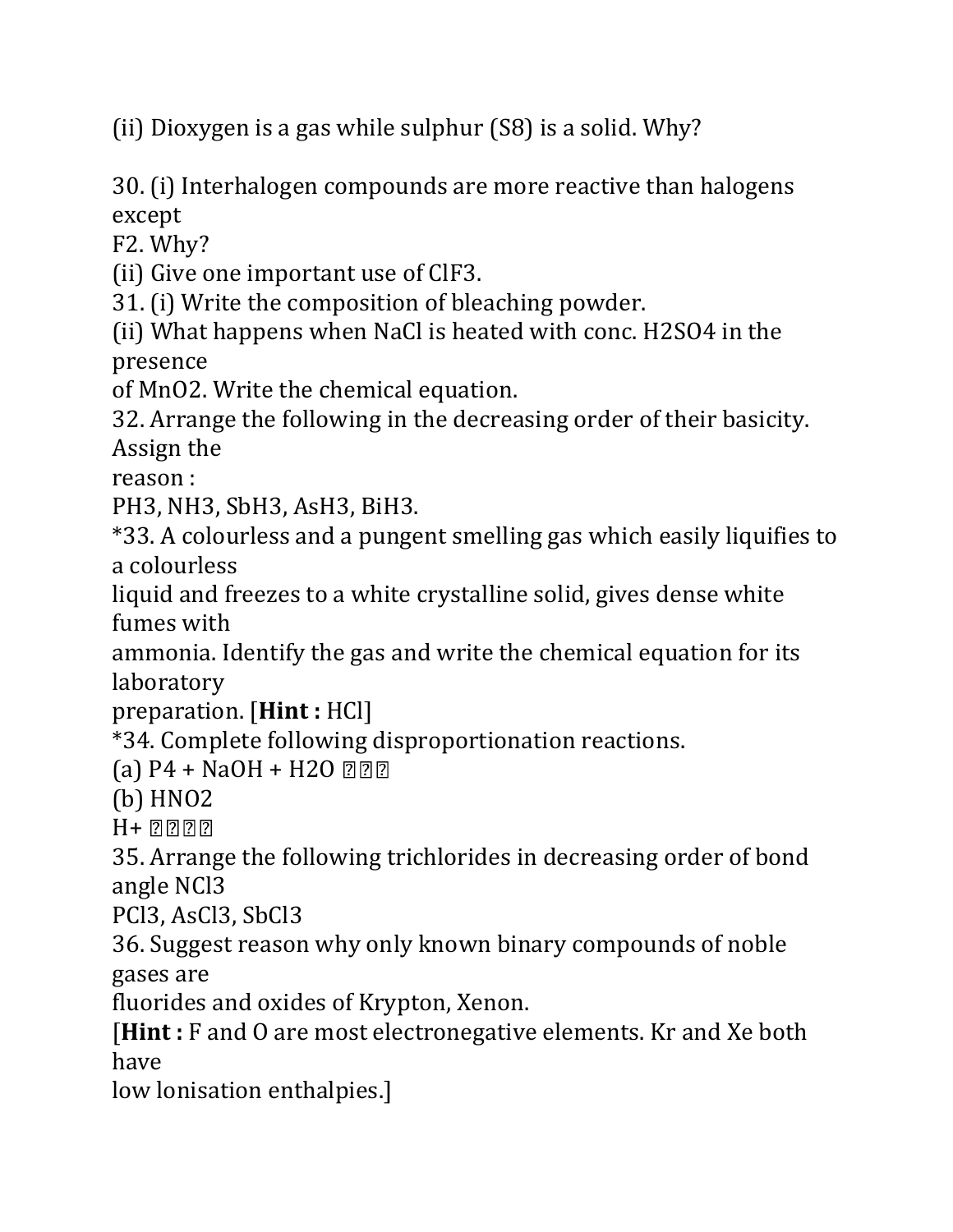(ii) Dioxygen is a gas while sulphur ($S_8$) is a solid. Why?

30. (i) Interhalogen compounds are more reactive than halogens except $F_2$. Why?

(ii) Give one important use of $ClF_3$.

31. (i) Write the composition of bleaching powder.

(ii) What happens when NaCl is heated with conc. $H_2SO_4$ in the presence of $MnO_2$. Write the chemical equation.

32. Arrange the following in the decreasing order of their basicity. Assign the reason :

$PH_3$, $NH_3$, $SbH_3$, $AsH_3$, $BiH_3$.

*33. A colourless and a pungent smelling gas which easily liquifies to a colourless liquid and freezes to a white crystalline solid, gives dense white fumes with ammonia. Identify the gas and write the chemical equation for its laboratory preparation. [**Hint :** HCl]

*34. Complete following disproportionation reactions.

(a) $P_4 + NaOH + H_2O$ ���

(b) $HNO_2$ $H^+$ ����

35. Arrange the following trichlorides in decreasing order of bond angle $NCl_3$ $PCl_3$, $AsCl_3$, $SbCl_3$

36. Suggest reason why only known binary compounds of noble gases are fluorides and oxides of Krypton, Xenon.

[**Hint :** F and O are most electronegative elements. Kr and Xe both have low Ionisation enthalpies.]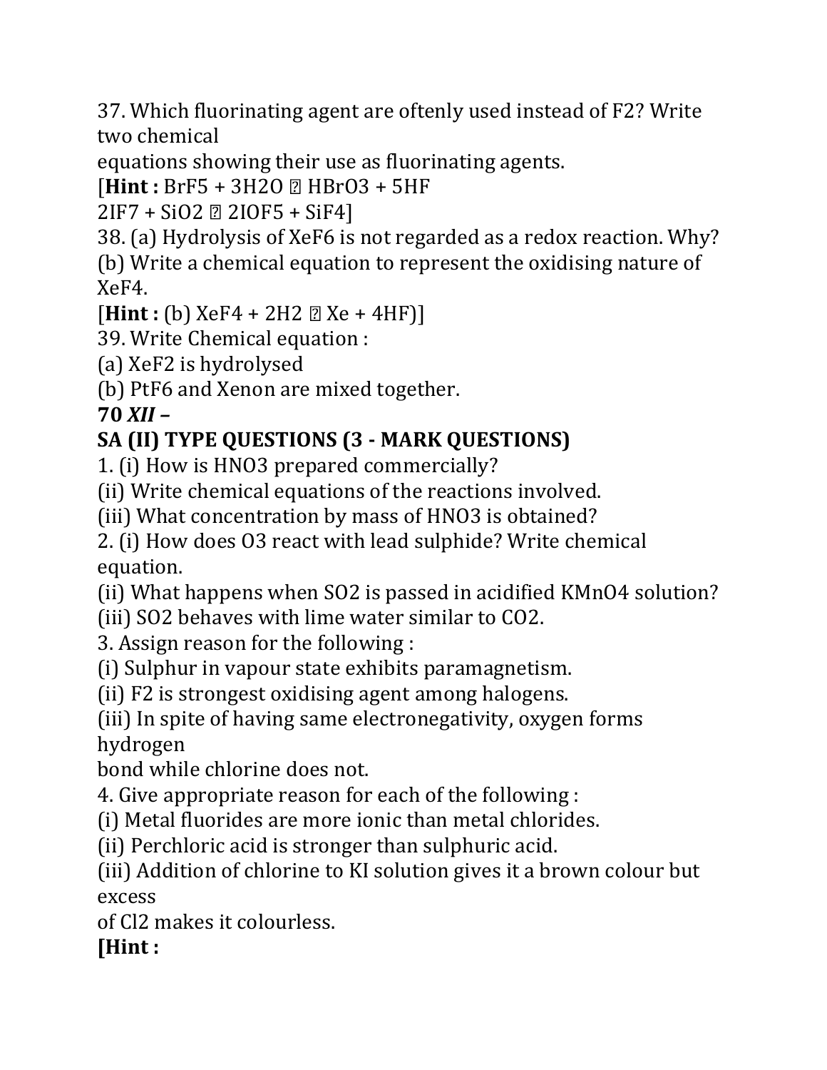37. Which fluorinating agent are oftenly used instead of $F_2$? Write two chemical equations showing their use as fluorinating agents.

[**Hint :** $BrF_5 + 3H_2O \rightarrow HBrO_3 + 5HF$

$2IF_7 + SiO_2 \rightarrow 2IOF_5 + SiF_4$]

38. (a) Hydrolysis of $XeF_6$ is not regarded as a redox reaction. Why?

(b) Write a chemical equation to represent the oxidising nature of $XeF_4$.

[**Hint :** (b) $XeF_4 + 2H_2 \rightarrow Xe + 4HF$)]

39. Write Chemical equation :

(a) $XeF_2$ is hydrolysed

(b) $PtF_6$ and Xenon are mixed together.

## SA (II) TYPE QUESTIONS (3 - MARK QUESTIONS)

1. (i) How is $HNO_3$ prepared commercially?

(ii) Write chemical equations of the reactions involved.

(iii) What concentration by mass of $HNO_3$ is obtained?

2. (i) How does $O_3$ react with lead sulphide? Write chemical equation.

(ii) What happens when $SO_2$ is passed in acidified $KMnO_4$ solution?

(iii) $SO_2$ behaves with lime water similar to $CO_2$.

3. Assign reason for the following :

(i) Sulphur in vapour state exhibits paramagnetism.

(ii) $F_2$ is strongest oxidising agent among halogens.

(iii) In spite of having same electronegativity, oxygen forms hydrogen bond while chlorine does not.

4. Give appropriate reason for each of the following :

(i) Metal fluorides are more ionic than metal chlorides.

(ii) Perchloric acid is stronger than sulphuric acid.

(iii) Addition of chlorine to KI solution gives it a brown colour but excess of $Cl_2$ makes it colourless.

**[Hint :**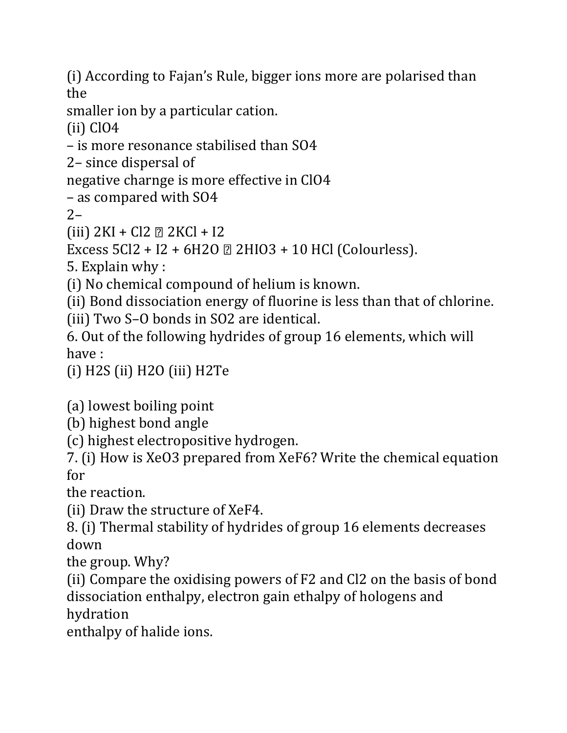(i) According to Fajan's Rule, bigger ions more are polarised than the smaller ion by a particular cation.

(ii) $ClO_4^-$ is more resonance stabilised than $SO_4^{2-}$ since dispersal of negative charnge is more effective in $ClO_4^-$ as compared with $SO_4^{2-}$

(iii) $2KI + Cl_2 \rightarrow 2KCl + I_2$

Excess $5Cl_2 + I_2 + 6H_2O \rightarrow 2HIO_3 + 10\ HCl$ (Colourless).

5. Explain why :

(i) No chemical compound of helium is known.

(ii) Bond dissociation energy of fluorine is less than that of chlorine.

(iii) Two S–O bonds in $SO_2$ are identical.

6. Out of the following hydrides of group 16 elements, which will have :

(i) $H_2S$ (ii) $H_2O$ (iii) $H_2Te$

(a) lowest boiling point

(b) highest bond angle

(c) highest electropositive hydrogen.

7. (i) How is $XeO_3$ prepared from $XeF_6$? Write the chemical equation for the reaction.

(ii) Draw the structure of $XeF_4$.

8. (i) Thermal stability of hydrides of group 16 elements decreases down the group. Why?

(ii) Compare the oxidising powers of $F_2$ and $Cl_2$ on the basis of bond dissociation enthalpy, electron gain ethalpy of hologens and hydration enthalpy of halide ions.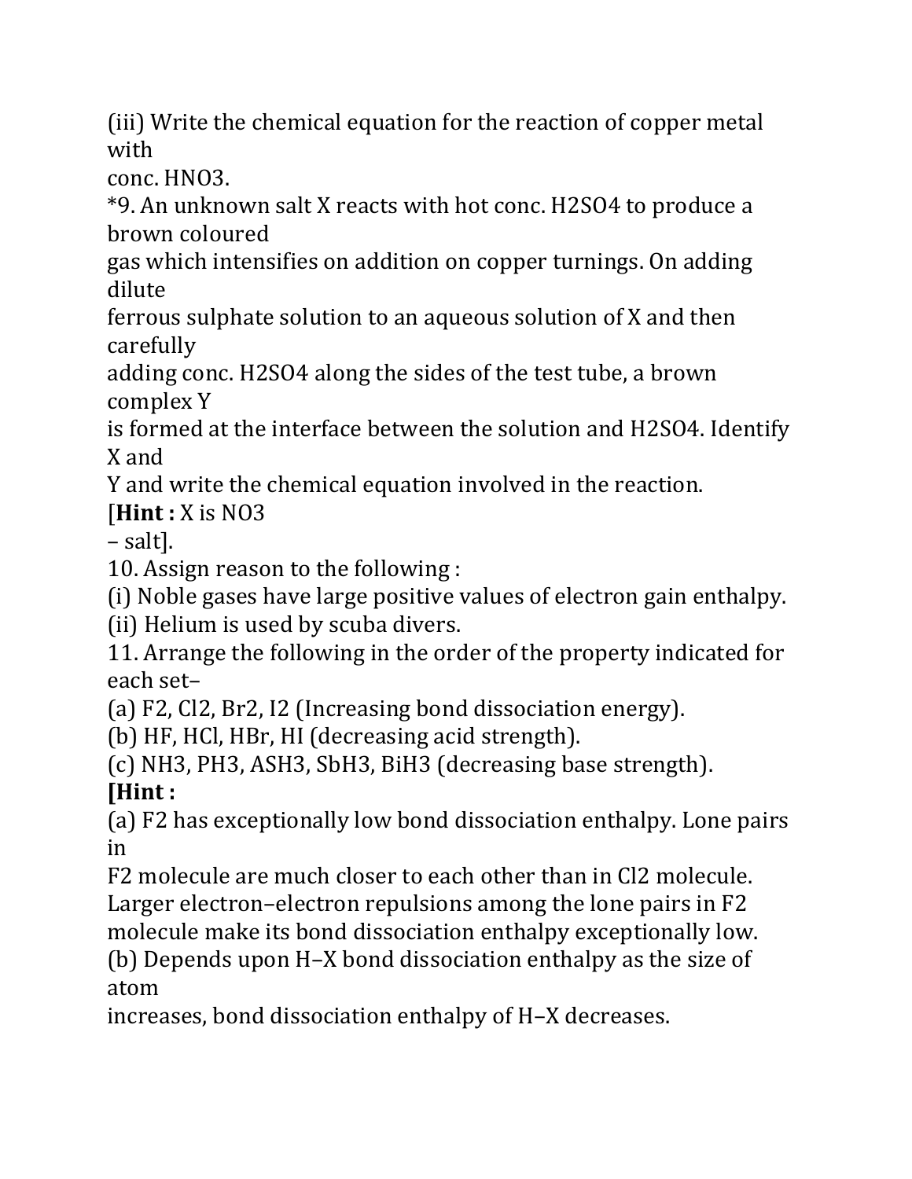(iii) Write the chemical equation for the reaction of copper metal with conc. $HNO_3$.

*9. An unknown salt X reacts with hot conc. $H_2SO_4$ to produce a brown coloured gas which intensifies on addition on copper turnings. On adding dilute ferrous sulphate solution to an aqueous solution of X and then carefully adding conc. $H_2SO_4$ along the sides of the test tube, a brown complex Y is formed at the interface between the solution and $H_2SO_4$. Identify X and Y and write the chemical equation involved in the reaction.

[**Hint :** X is $NO_3^-$ salt].

10. Assign reason to the following :

(i) Noble gases have large positive values of electron gain enthalpy.

(ii) Helium is used by scuba divers.

11. Arrange the following in the order of the property indicated for each set–

(a) $F_2$, $Cl_2$, $Br_2$, $I_2$ (Increasing bond dissociation energy).

(b) HF, HCl, HBr, HI (decreasing acid strength).

(c) $NH_3$, $PH_3$, $AsH_3$, $SbH_3$, $BiH_3$ (decreasing base strength).

**[Hint :**

(a) $F_2$ has exceptionally low bond dissociation enthalpy. Lone pairs in $F_2$ molecule are much closer to each other than in $Cl_2$ molecule. Larger electron–electron repulsions among the lone pairs in $F_2$ molecule make its bond dissociation enthalpy exceptionally low.

(b) Depends upon H–X bond dissociation enthalpy as the size of atom increases, bond dissociation enthalpy of H–X decreases.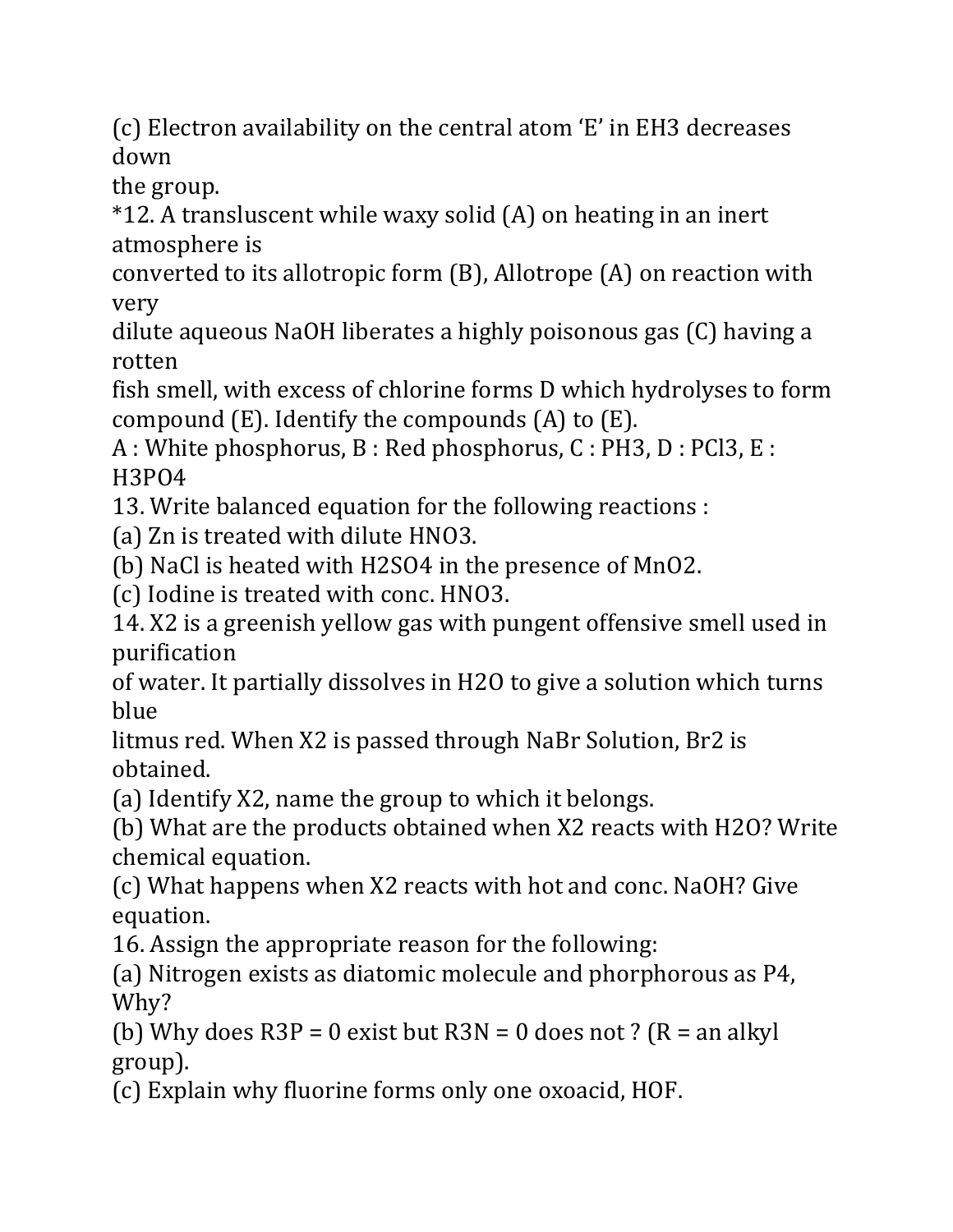(c) Electron availability on the central atom 'E' in $EH_3$ decreases down
the group.

*12. A transluscent while waxy solid (A) on heating in an inert atmosphere is
converted to its allotropic form (B), Allotrope (A) on reaction with very
dilute aqueous NaOH liberates a highly poisonous gas (C) having a rotten
fish smell, with excess of chlorine forms D which hydrolyses to form
compound (E). Identify the compounds (A) to (E).

A : White phosphorus, B : Red phosphorus, C : $PH_3$, D : $PCl_3$, E : $H_3PO_4$

13. Write balanced equation for the following reactions :

(a) Zn is treated with dilute $HNO_3$.

(b) NaCl is heated with $H_2SO_4$ in the presence of $MnO_2$.

(c) Iodine is treated with conc. $HNO_3$.

14. $X_2$ is a greenish yellow gas with pungent offensive smell used in purification
of water. It partially dissolves in $H_2O$ to give a solution which turns blue
litmus red. When $X_2$ is passed through NaBr Solution, $Br_2$ is obtained.

(a) Identify $X_2$, name the group to which it belongs.

(b) What are the products obtained when $X_2$ reacts with $H_2O$? Write chemical equation.

(c) What happens when $X_2$ reacts with hot and conc. NaOH? Give equation.

16. Assign the appropriate reason for the following:

(a) Nitrogen exists as diatomic molecule and phorphorous as $P_4$, Why?

(b) Why does $R_3P = 0$ exist but $R_3N = 0$ does not ? (R = an alkyl group).

(c) Explain why fluorine forms only one oxoacid, HOF.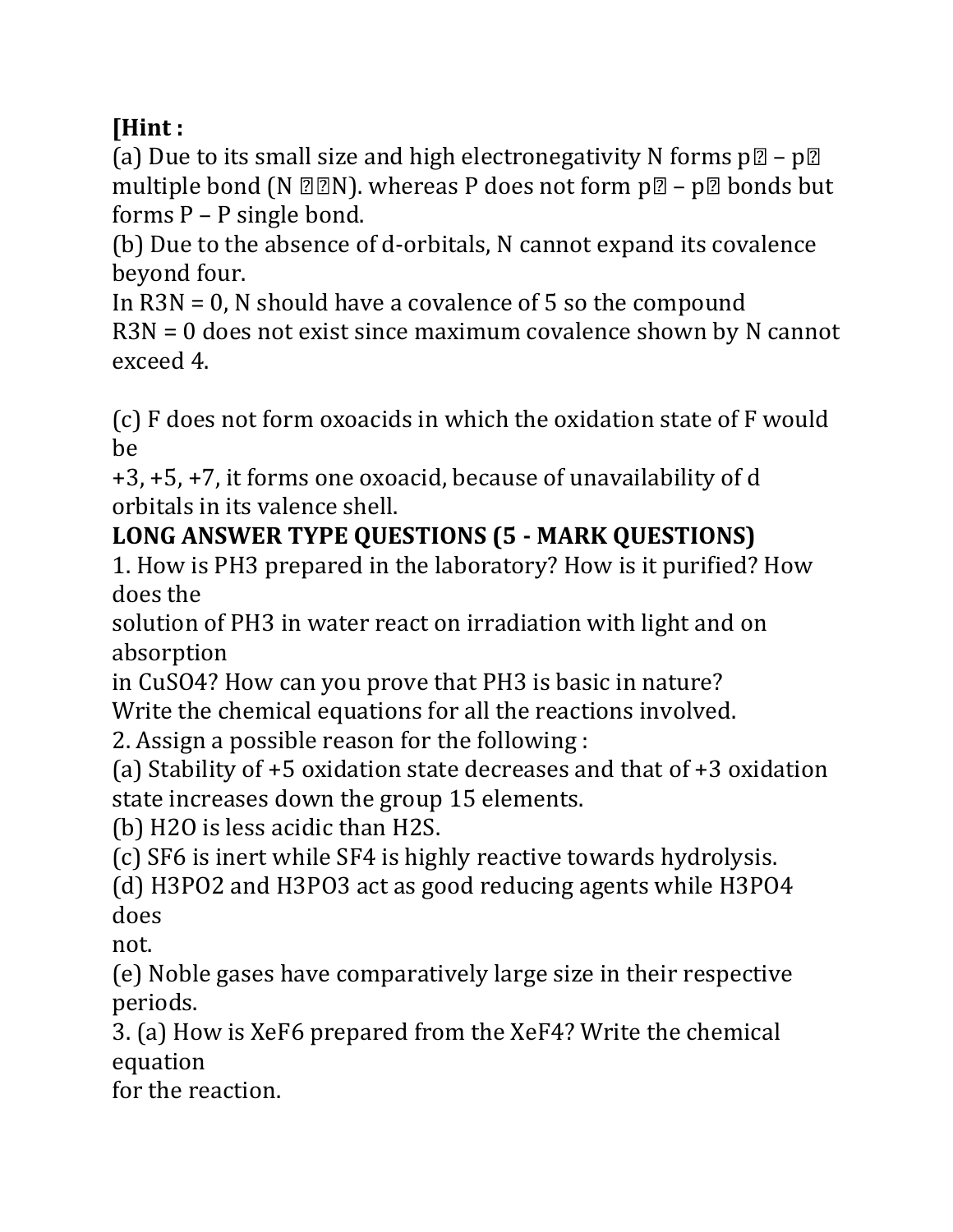**[Hint :**

(a) Due to its small size and high electronegativity N forms p� – p� multiple bond (N ��N). whereas P does not form p� – p� bonds but forms P – P single bond.

(b) Due to the absence of d-orbitals, N cannot expand its covalence beyond four.

In R3N = 0, N should have a covalence of 5 so the compound R3N = 0 does not exist since maximum covalence shown by N cannot exceed 4.

(c) F does not form oxoacids in which the oxidation state of F would be +3, +5, +7, it forms one oxoacid, because of unavailability of d orbitals in its valence shell.

**LONG ANSWER TYPE QUESTIONS (5 - MARK QUESTIONS)**

1. How is $PH_3$ prepared in the laboratory? How is it purified? How does the solution of $PH_3$ in water react on irradiation with light and on absorption in $CuSO_4$? How can you prove that $PH_3$ is basic in nature? Write the chemical equations for all the reactions involved.

2. Assign a possible reason for the following :

(a) Stability of +5 oxidation state decreases and that of +3 oxidation state increases down the group 15 elements.

(b) $H_2O$ is less acidic than $H_2S$.

(c) $SF_6$ is inert while $SF_4$ is highly reactive towards hydrolysis.

(d) $H_3PO_2$ and $H_3PO_3$ act as good reducing agents while $H_3PO_4$ does not.

(e) Noble gases have comparatively large size in their respective periods.

3. (a) How is $XeF_6$ prepared from the $XeF_4$? Write the chemical equation for the reaction.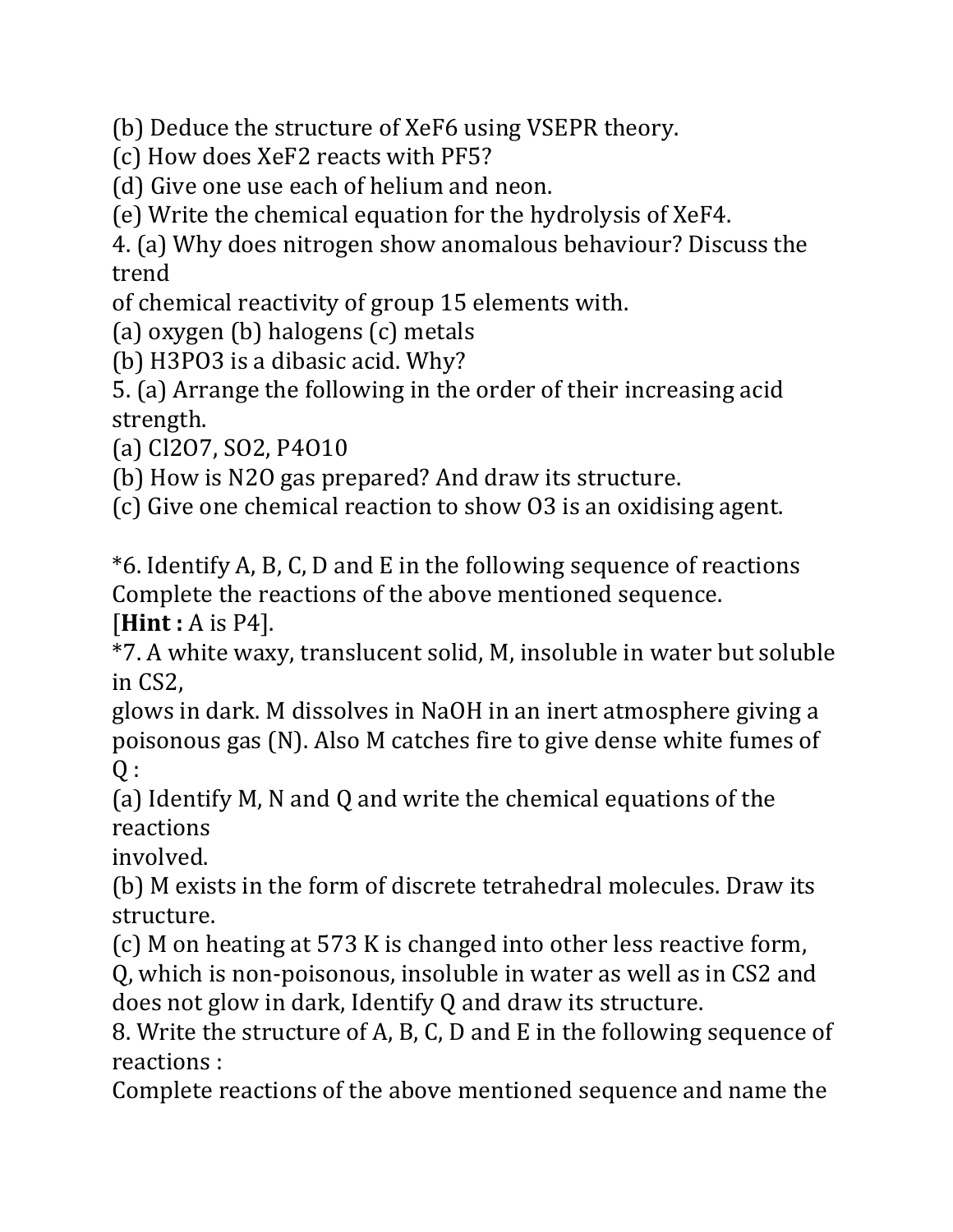(b) Deduce the structure of $XeF_6$ using VSEPR theory.

(c) How does $XeF_2$ reacts with $PF_5$?

(d) Give one use each of helium and neon.

(e) Write the chemical equation for the hydrolysis of $XeF_4$.

4. (a) Why does nitrogen show anomalous behaviour? Discuss the trend of chemical reactivity of group 15 elements with.

(a) oxygen (b) halogens (c) metals

(b) $H_3PO_3$ is a dibasic acid. Why?

5. (a) Arrange the following in the order of their increasing acid strength.

(a) $Cl_2O_7$, $SO_2$, $P_4O_{10}$

(b) How is $N_2O$ gas prepared? And draw its structure.

(c) Give one chemical reaction to show $O_3$ is an oxidising agent.

*6. Identify A, B, C, D and E in the following sequence of reactions Complete the reactions of the above mentioned sequence.

[**Hint :** A is $P_4$].

*7. A white waxy, translucent solid, M, insoluble in water but soluble in $CS_2$, glows in dark. M dissolves in NaOH in an inert atmosphere giving a poisonous gas (N). Also M catches fire to give dense white fumes of Q :

(a) Identify M, N and Q and write the chemical equations of the reactions involved.

(b) M exists in the form of discrete tetrahedral molecules. Draw its structure.

(c) M on heating at 573 K is changed into other less reactive form, Q, which is non-poisonous, insoluble in water as well as in $CS_2$ and does not glow in dark, Identify Q and draw its structure.

8. Write the structure of A, B, C, D and E in the following sequence of reactions :

Complete reactions of the above mentioned sequence and name the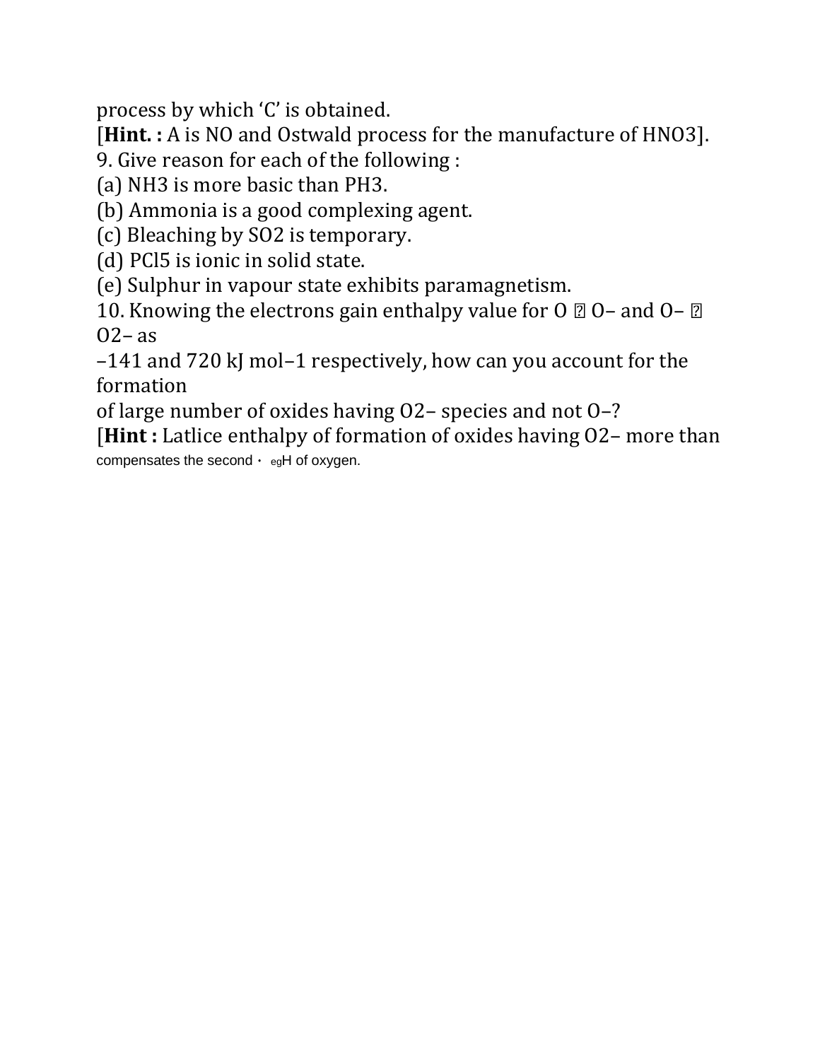process by which ‘C’ is obtained.

[**Hint. :** A is NO and Ostwald process for the manufacture of $HNO_3$].

9. Give reason for each of the following :

(a) $NH_3$ is more basic than $PH_3$.

(b) Ammonia is a good complexing agent.

(c) Bleaching by $SO_2$ is temporary.

(d) $PCl_5$ is ionic in solid state.

(e) Sulphur in vapour state exhibits paramagnetism.

10. Knowing the electrons gain enthalpy value for $O \rightarrow O^-$ and $O^- \rightarrow O^{2-}$ as –141 and 720 kJ $mol^{-1}$ respectively, how can you account for the formation of large number of oxides having $O^{2-}$ species and not $O^-$?

[**Hint :** Latlice enthalpy of formation of oxides having $O^{2-}$ more than compensates the second $\Delta_{eg}H$ of oxygen.